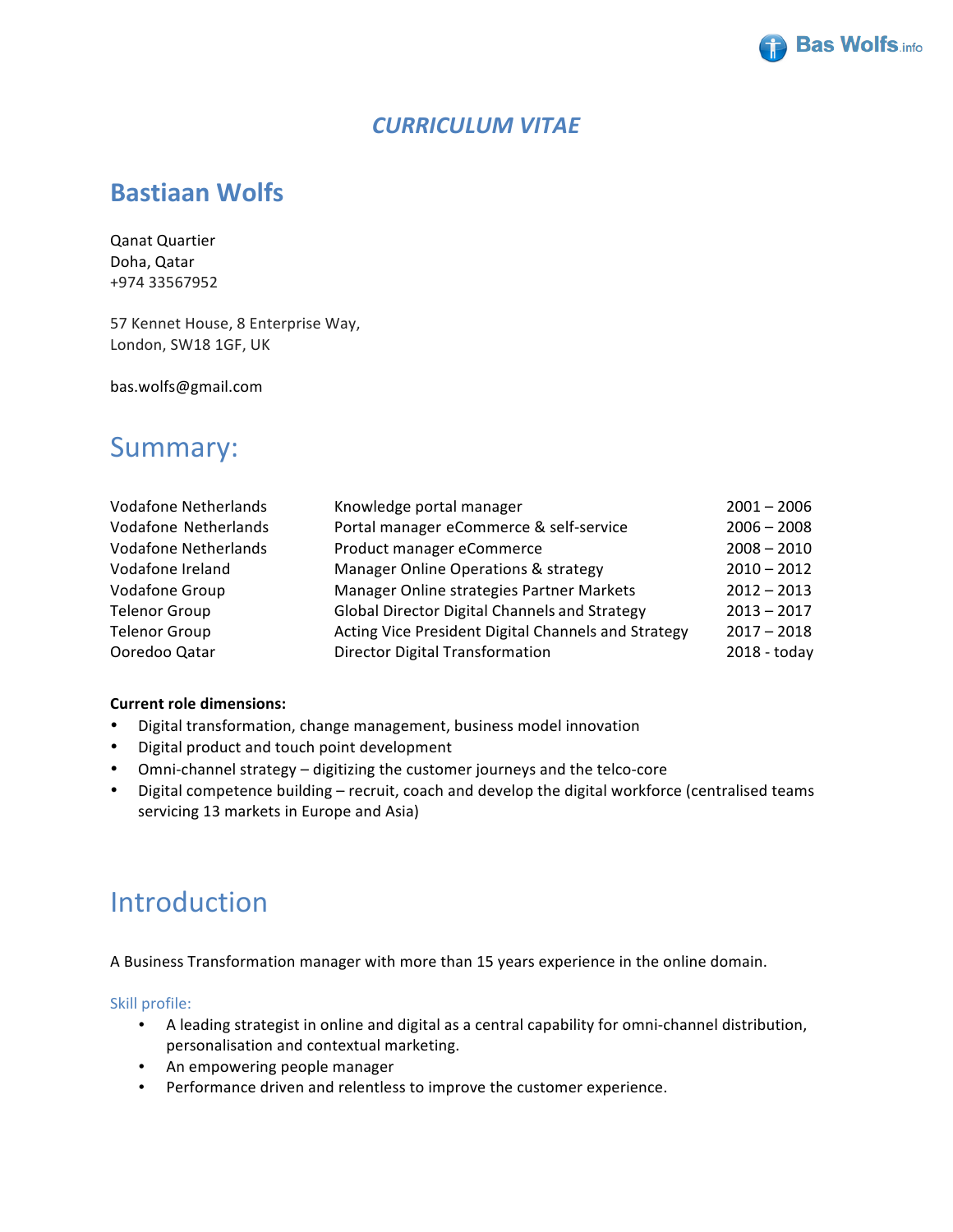# *CURRICULUM VITAE*

## Bastiaan Wolfs

Qanat Quartier
Doha, Qatar
+974 33567952

57 Kennet House, 8 Enterprise Way,
London, SW18 1GF, UK

bas.wolfs@gmail.com

## Summary:

| | | |
|---|---|---|
| Vodafone Netherlands | Knowledge portal manager | 2001 – 2006 |
| Vodafone Netherlands | Portal manager eCommerce & self-service | 2006 – 2008 |
| Vodafone Netherlands | Product manager eCommerce | 2008 – 2010 |
| Vodafone Ireland | Manager Online Operations & strategy | 2010 – 2012 |
| Vodafone Group | Manager Online strategies Partner Markets | 2012 – 2013 |
| Telenor Group | Global Director Digital Channels and Strategy | 2013 – 2017 |
| Telenor Group | Acting Vice President Digital Channels and Strategy | 2017 – 2018 |
| Ooredoo Qatar | Director Digital Transformation | 2018 - today |

**Current role dimensions:**

- Digital transformation, change management, business model innovation
- Digital product and touch point development
- Omni-channel strategy – digitizing the customer journeys and the telco-core
- Digital competence building – recruit, coach and develop the digital workforce (centralised teams servicing 13 markets in Europe and Asia)

## Introduction

A Business Transformation manager with more than 15 years experience in the online domain.

### Skill profile:

- A leading strategist in online and digital as a central capability for omni-channel distribution, personalisation and contextual marketing.
- An empowering people manager
- Performance driven and relentless to improve the customer experience.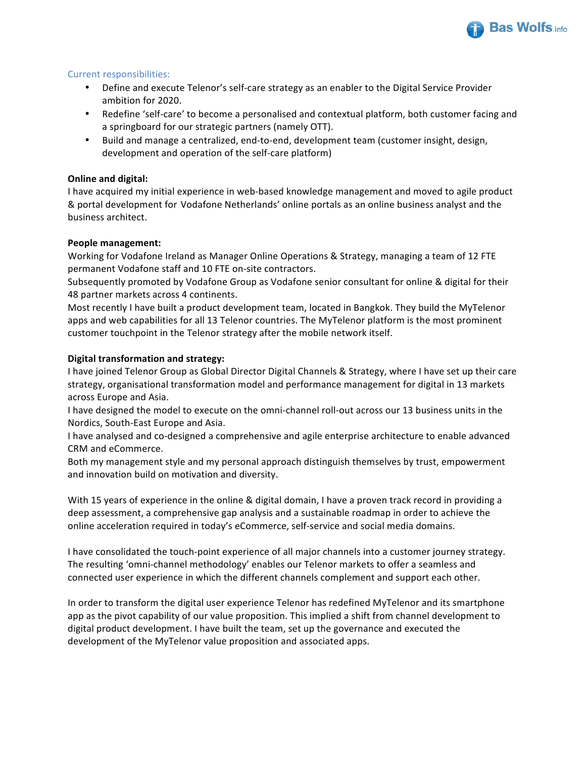Current responsibilities:

- Define and execute Telenor's self-care strategy as an enabler to the Digital Service Provider ambition for 2020.
- Redefine 'self-care' to become a personalised and contextual platform, both customer facing and a springboard for our strategic partners (namely OTT).
- Build and manage a centralized, end-to-end, development team (customer insight, design, development and operation of the self-care platform)

**Online and digital:**
I have acquired my initial experience in web-based knowledge management and moved to agile product & portal development for Vodafone Netherlands' online portals as an online business analyst and the business architect.

**People management:**
Working for Vodafone Ireland as Manager Online Operations & Strategy, managing a team of 12 FTE permanent Vodafone staff and 10 FTE on-site contractors.
Subsequently promoted by Vodafone Group as Vodafone senior consultant for online & digital for their 48 partner markets across 4 continents.
Most recently I have built a product development team, located in Bangkok. They build the MyTelenor apps and web capabilities for all 13 Telenor countries. The MyTelenor platform is the most prominent customer touchpoint in the Telenor strategy after the mobile network itself.

**Digital transformation and strategy:**
I have joined Telenor Group as Global Director Digital Channels & Strategy, where I have set up their care strategy, organisational transformation model and performance management for digital in 13 markets across Europe and Asia.
I have designed the model to execute on the omni-channel roll-out across our 13 business units in the Nordics, South-East Europe and Asia.
I have analysed and co-designed a comprehensive and agile enterprise architecture to enable advanced CRM and eCommerce.
Both my management style and my personal approach distinguish themselves by trust, empowerment and innovation build on motivation and diversity.

With 15 years of experience in the online & digital domain, I have a proven track record in providing a deep assessment, a comprehensive gap analysis and a sustainable roadmap in order to achieve the online acceleration required in today's eCommerce, self-service and social media domains.

I have consolidated the touch-point experience of all major channels into a customer journey strategy. The resulting 'omni-channel methodology' enables our Telenor markets to offer a seamless and connected user experience in which the different channels complement and support each other.

In order to transform the digital user experience Telenor has redefined MyTelenor and its smartphone app as the pivot capability of our value proposition. This implied a shift from channel development to digital product development. I have built the team, set up the governance and executed the development of the MyTelenor value proposition and associated apps.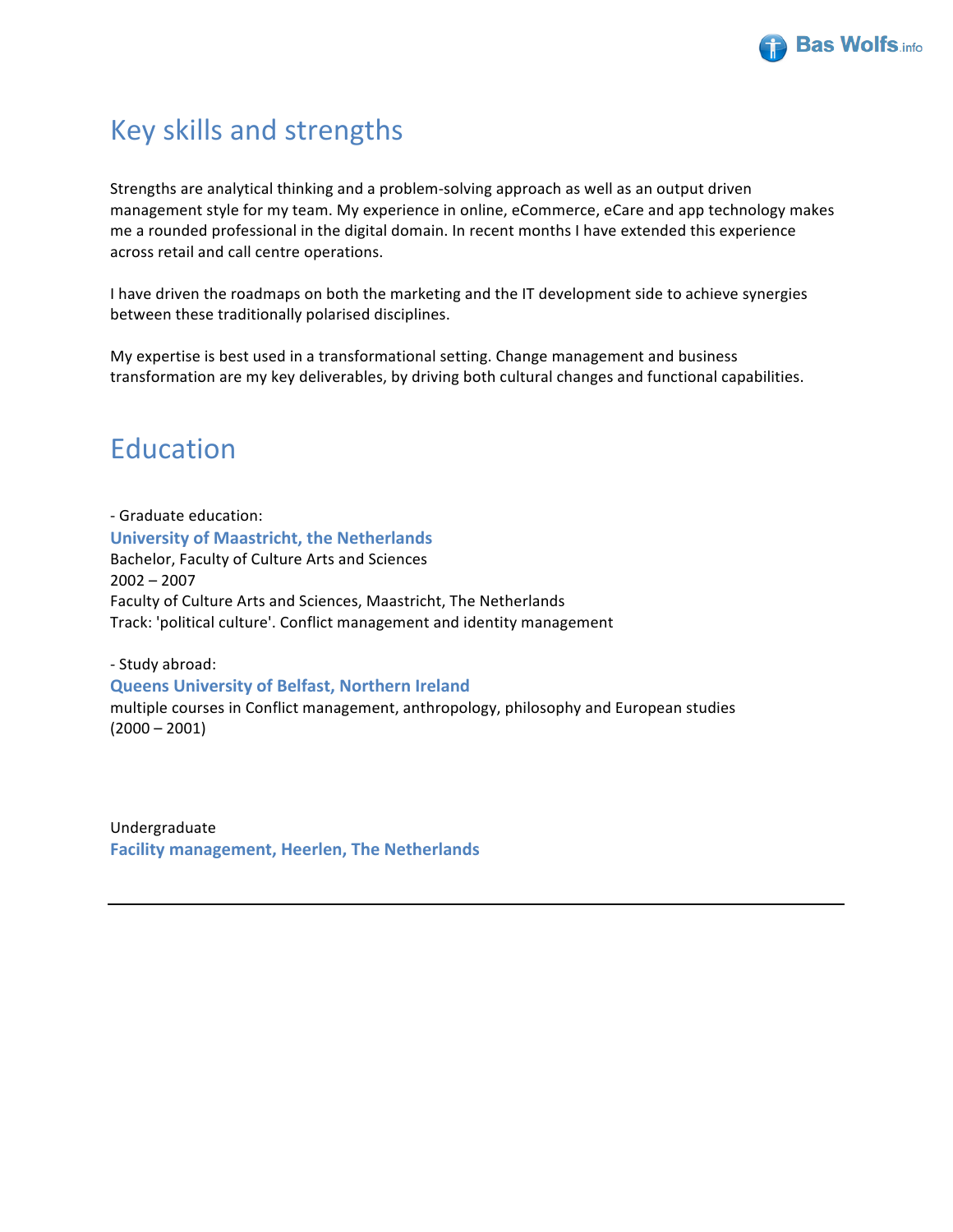# Key skills and strengths

Strengths are analytical thinking and a problem-solving approach as well as an output driven management style for my team. My experience in online, eCommerce, eCare and app technology makes me a rounded professional in the digital domain. In recent months I have extended this experience across retail and call centre operations.

I have driven the roadmaps on both the marketing and the IT development side to achieve synergies between these traditionally polarised disciplines.

My expertise is best used in a transformational setting. Change management and business transformation are my key deliverables, by driving both cultural changes and functional capabilities.

# Education

- Graduate education:

**University of Maastricht, the Netherlands**
Bachelor, Faculty of Culture Arts and Sciences
2002 – 2007
Faculty of Culture Arts and Sciences, Maastricht, The Netherlands
Track: 'political culture'. Conflict management and identity management

- Study abroad:

**Queens University of Belfast, Northern Ireland**
multiple courses in Conflict management, anthropology, philosophy and European studies
(2000 – 2001)

Undergraduate
**Facility management, Heerlen, The Netherlands**

---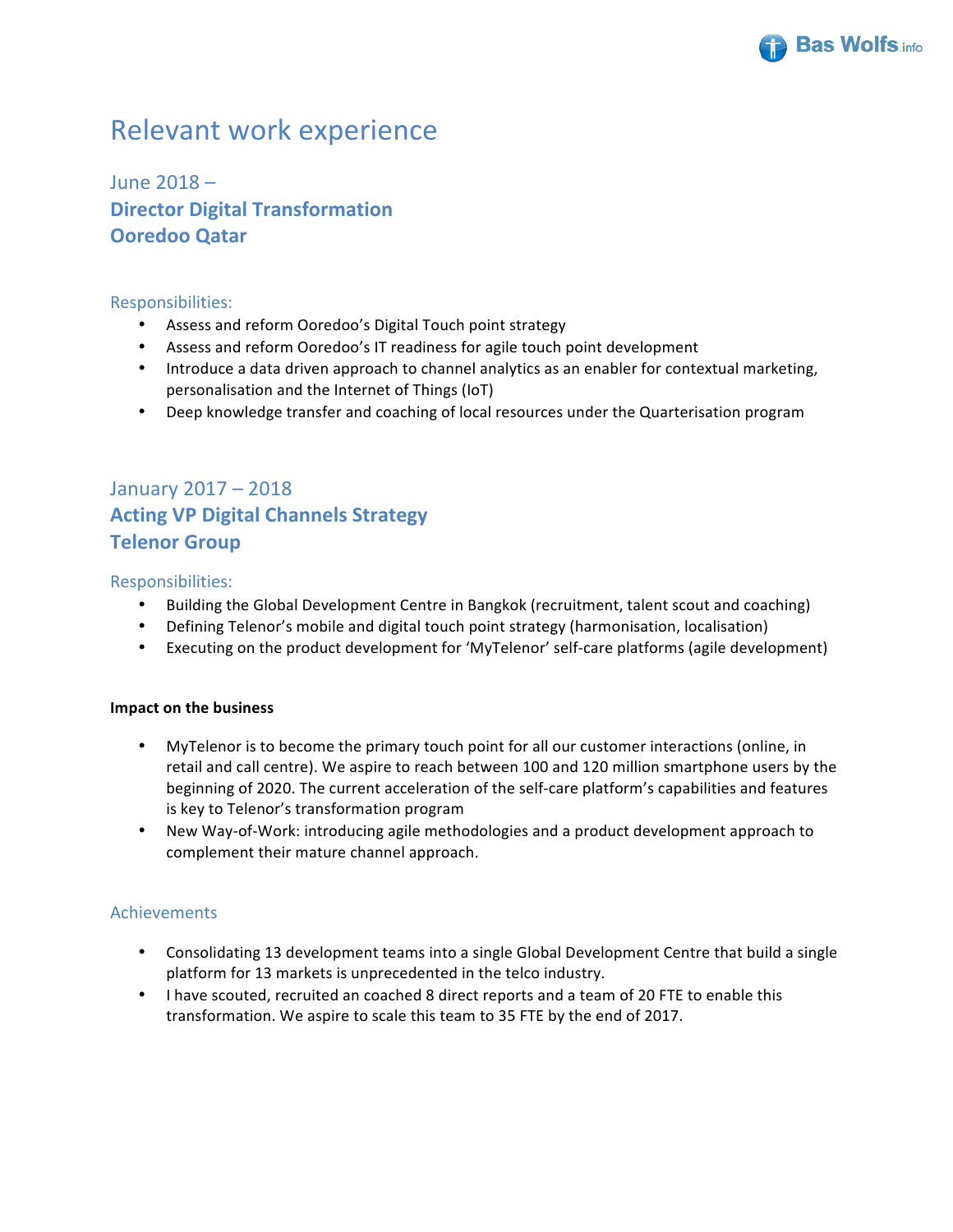# Relevant work experience

## June 2018 –
## Director Digital Transformation
## Ooredoo Qatar

### Responsibilities:

- Assess and reform Ooredoo's Digital Touch point strategy
- Assess and reform Ooredoo's IT readiness for agile touch point development
- Introduce a data driven approach to channel analytics as an enabler for contextual marketing, personalisation and the Internet of Things (IoT)
- Deep knowledge transfer and coaching of local resources under the Quarterisation program

## January 2017 – 2018
## Acting VP Digital Channels Strategy
## Telenor Group

### Responsibilities:

- Building the Global Development Centre in Bangkok (recruitment, talent scout and coaching)
- Defining Telenor's mobile and digital touch point strategy (harmonisation, localisation)
- Executing on the product development for 'MyTelenor' self-care platforms (agile development)

**Impact on the business**

- MyTelenor is to become the primary touch point for all our customer interactions (online, in retail and call centre). We aspire to reach between 100 and 120 million smartphone users by the beginning of 2020. The current acceleration of the self-care platform's capabilities and features is key to Telenor's transformation program
- New Way-of-Work: introducing agile methodologies and a product development approach to complement their mature channel approach.

### Achievements

- Consolidating 13 development teams into a single Global Development Centre that build a single platform for 13 markets is unprecedented in the telco industry.
- I have scouted, recruited an coached 8 direct reports and a team of 20 FTE to enable this transformation. We aspire to scale this team to 35 FTE by the end of 2017.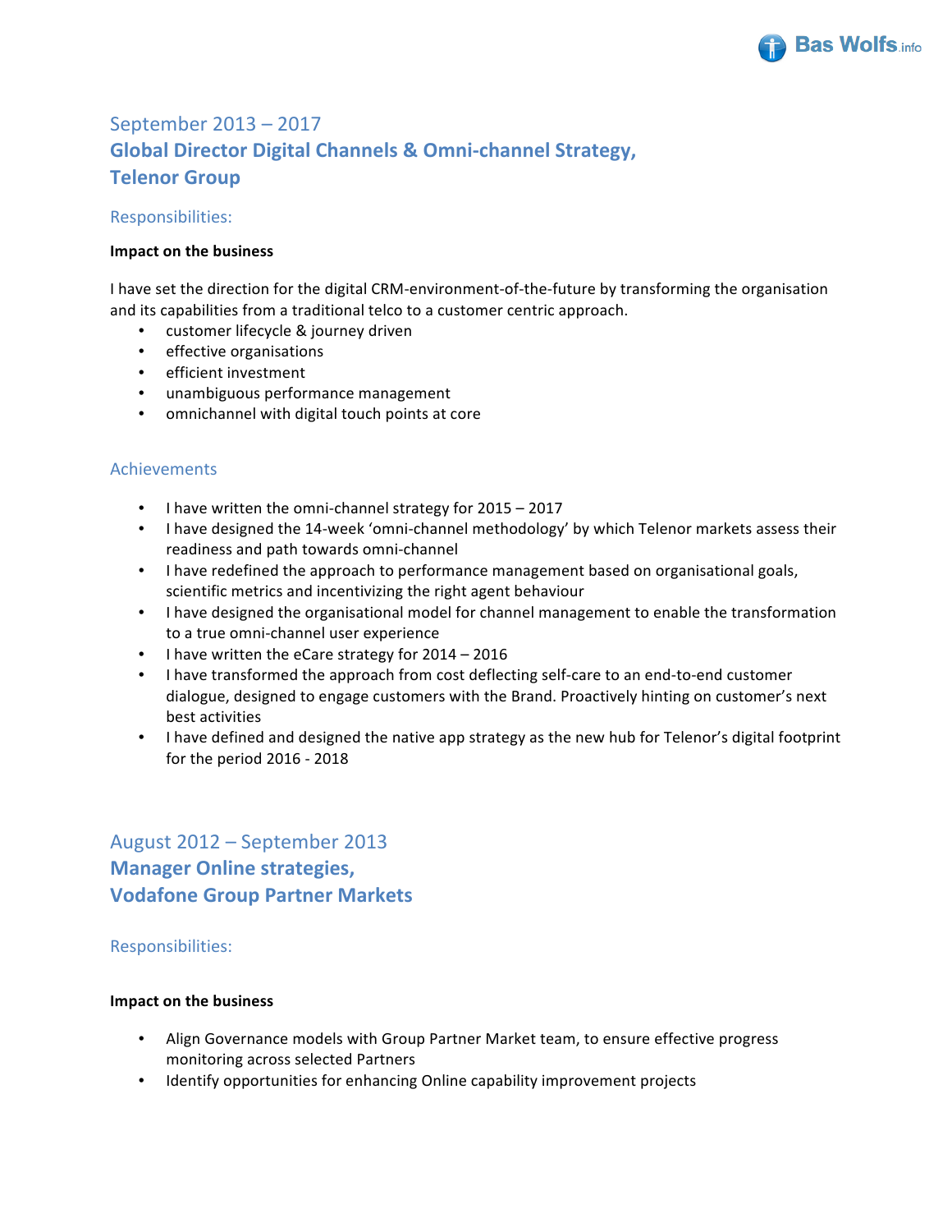## September 2013 – 2017

## Global Director Digital Channels & Omni-channel Strategy, Telenor Group

### Responsibilities:

**Impact on the business**

I have set the direction for the digital CRM-environment-of-the-future by transforming the organisation and its capabilities from a traditional telco to a customer centric approach.

- customer lifecycle & journey driven
- effective organisations
- efficient investment
- unambiguous performance management
- omnichannel with digital touch points at core

### Achievements

- I have written the omni-channel strategy for 2015 – 2017
- I have designed the 14-week 'omni-channel methodology' by which Telenor markets assess their readiness and path towards omni-channel
- I have redefined the approach to performance management based on organisational goals, scientific metrics and incentivizing the right agent behaviour
- I have designed the organisational model for channel management to enable the transformation to a true omni-channel user experience
- I have written the eCare strategy for 2014 – 2016
- I have transformed the approach from cost deflecting self-care to an end-to-end customer dialogue, designed to engage customers with the Brand. Proactively hinting on customer's next best activities
- I have defined and designed the native app strategy as the new hub for Telenor's digital footprint for the period 2016 - 2018

## August 2012 – September 2013

## Manager Online strategies, Vodafone Group Partner Markets

### Responsibilities:

**Impact on the business**

- Align Governance models with Group Partner Market team, to ensure effective progress monitoring across selected Partners
- Identify opportunities for enhancing Online capability improvement projects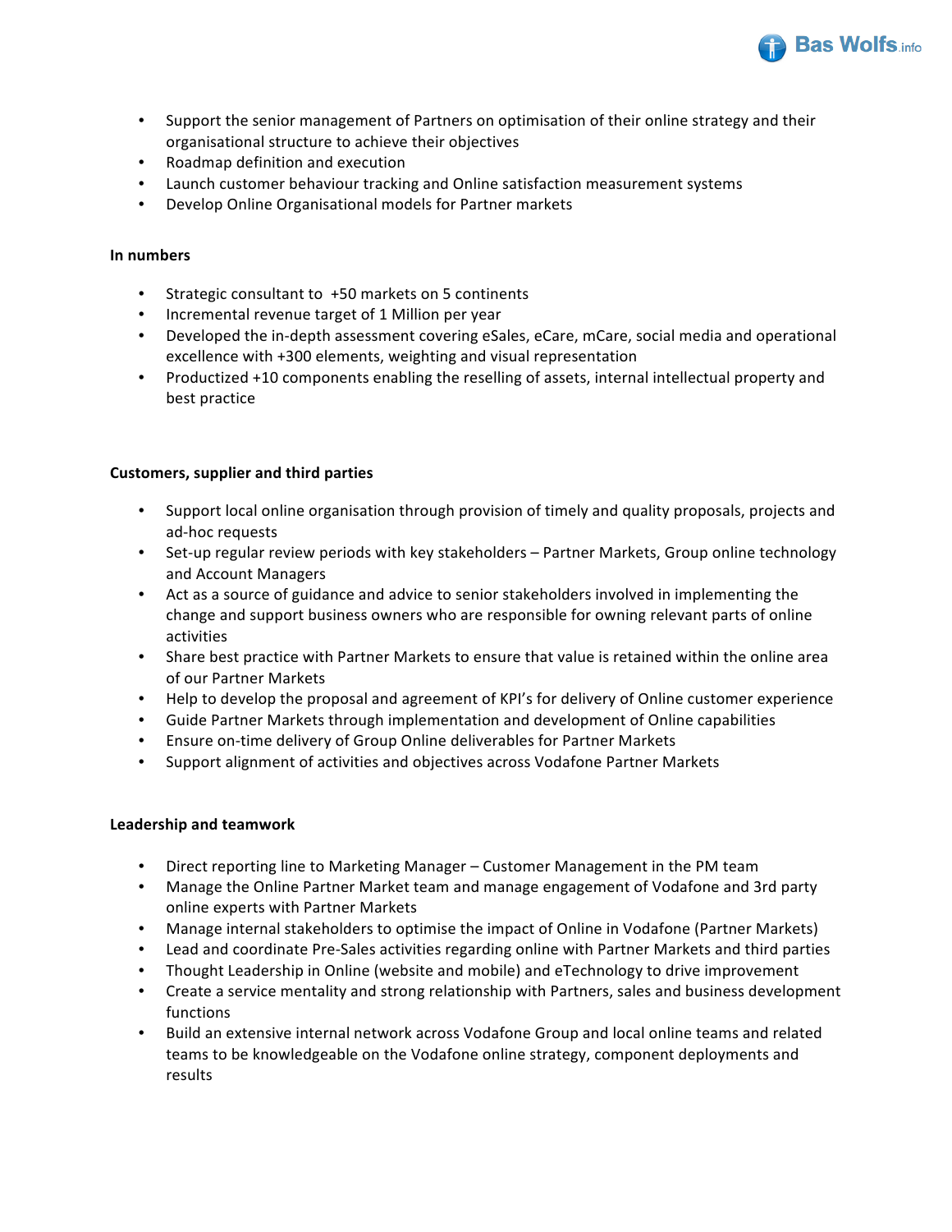- Support the senior management of Partners on optimisation of their online strategy and their organisational structure to achieve their objectives
- Roadmap definition and execution
- Launch customer behaviour tracking and Online satisfaction measurement systems
- Develop Online Organisational models for Partner markets

**In numbers**

- Strategic consultant to +50 markets on 5 continents
- Incremental revenue target of 1 Million per year
- Developed the in-depth assessment covering eSales, eCare, mCare, social media and operational excellence with +300 elements, weighting and visual representation
- Productized +10 components enabling the reselling of assets, internal intellectual property and best practice

**Customers, supplier and third parties**

- Support local online organisation through provision of timely and quality proposals, projects and ad-hoc requests
- Set-up regular review periods with key stakeholders – Partner Markets, Group online technology and Account Managers
- Act as a source of guidance and advice to senior stakeholders involved in implementing the change and support business owners who are responsible for owning relevant parts of online activities
- Share best practice with Partner Markets to ensure that value is retained within the online area of our Partner Markets
- Help to develop the proposal and agreement of KPI's for delivery of Online customer experience
- Guide Partner Markets through implementation and development of Online capabilities
- Ensure on-time delivery of Group Online deliverables for Partner Markets
- Support alignment of activities and objectives across Vodafone Partner Markets

**Leadership and teamwork**

- Direct reporting line to Marketing Manager – Customer Management in the PM team
- Manage the Online Partner Market team and manage engagement of Vodafone and 3rd party online experts with Partner Markets
- Manage internal stakeholders to optimise the impact of Online in Vodafone (Partner Markets)
- Lead and coordinate Pre-Sales activities regarding online with Partner Markets and third parties
- Thought Leadership in Online (website and mobile) and eTechnology to drive improvement
- Create a service mentality and strong relationship with Partners, sales and business development functions
- Build an extensive internal network across Vodafone Group and local online teams and related teams to be knowledgeable on the Vodafone online strategy, component deployments and results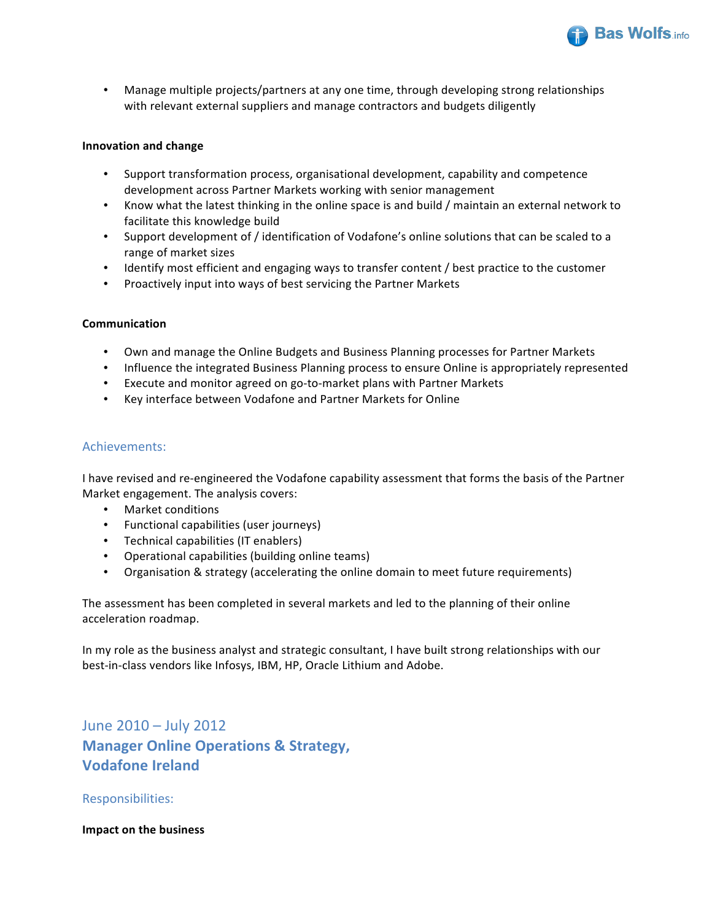- Manage multiple projects/partners at any one time, through developing strong relationships with relevant external suppliers and manage contractors and budgets diligently

**Innovation and change**

- Support transformation process, organisational development, capability and competence development across Partner Markets working with senior management
- Know what the latest thinking in the online space is and build / maintain an external network to facilitate this knowledge build
- Support development of / identification of Vodafone's online solutions that can be scaled to a range of market sizes
- Identify most efficient and engaging ways to transfer content / best practice to the customer
- Proactively input into ways of best servicing the Partner Markets

**Communication**

- Own and manage the Online Budgets and Business Planning processes for Partner Markets
- Influence the integrated Business Planning process to ensure Online is appropriately represented
- Execute and monitor agreed on go-to-market plans with Partner Markets
- Key interface between Vodafone and Partner Markets for Online

### Achievements:

I have revised and re-engineered the Vodafone capability assessment that forms the basis of the Partner Market engagement. The analysis covers:

- Market conditions
- Functional capabilities (user journeys)
- Technical capabilities (IT enablers)
- Operational capabilities (building online teams)
- Organisation & strategy (accelerating the online domain to meet future requirements)

The assessment has been completed in several markets and led to the planning of their online acceleration roadmap.

In my role as the business analyst and strategic consultant, I have built strong relationships with our best-in-class vendors like Infosys, IBM, HP, Oracle Lithium and Adobe.

## June 2010 – July 2012
## Manager Online Operations & Strategy, Vodafone Ireland

### Responsibilities:

**Impact on the business**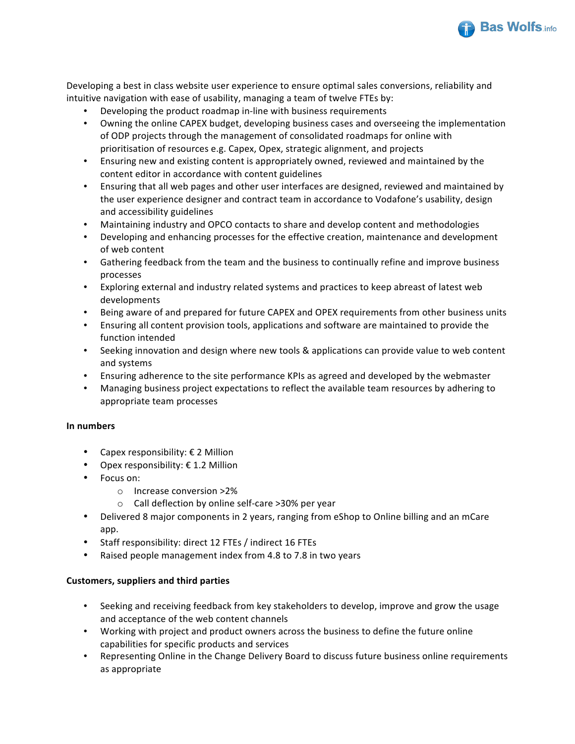Developing a best in class website user experience to ensure optimal sales conversions, reliability and intuitive navigation with ease of usability, managing a team of twelve FTEs by:

- Developing the product roadmap in-line with business requirements
- Owning the online CAPEX budget, developing business cases and overseeing the implementation of ODP projects through the management of consolidated roadmaps for online with prioritisation of resources e.g. Capex, Opex, strategic alignment, and projects
- Ensuring new and existing content is appropriately owned, reviewed and maintained by the content editor in accordance with content guidelines
- Ensuring that all web pages and other user interfaces are designed, reviewed and maintained by the user experience designer and contract team in accordance to Vodafone's usability, design and accessibility guidelines
- Maintaining industry and OPCO contacts to share and develop content and methodologies
- Developing and enhancing processes for the effective creation, maintenance and development of web content
- Gathering feedback from the team and the business to continually refine and improve business processes
- Exploring external and industry related systems and practices to keep abreast of latest web developments
- Being aware of and prepared for future CAPEX and OPEX requirements from other business units
- Ensuring all content provision tools, applications and software are maintained to provide the function intended
- Seeking innovation and design where new tools & applications can provide value to web content and systems
- Ensuring adherence to the site performance KPIs as agreed and developed by the webmaster
- Managing business project expectations to reflect the available team resources by adhering to appropriate team processes

**In numbers**

- Capex responsibility: € 2 Million
- Opex responsibility: € 1.2 Million
- Focus on:
    - Increase conversion >2%
    - Call deflection by online self-care >30% per year
- Delivered 8 major components in 2 years, ranging from eShop to Online billing and an mCare app.
- Staff responsibility: direct 12 FTEs / indirect 16 FTEs
- Raised people management index from 4.8 to 7.8 in two years

**Customers, suppliers and third parties**

- Seeking and receiving feedback from key stakeholders to develop, improve and grow the usage and acceptance of the web content channels
- Working with project and product owners across the business to define the future online capabilities for specific products and services
- Representing Online in the Change Delivery Board to discuss future business online requirements as appropriate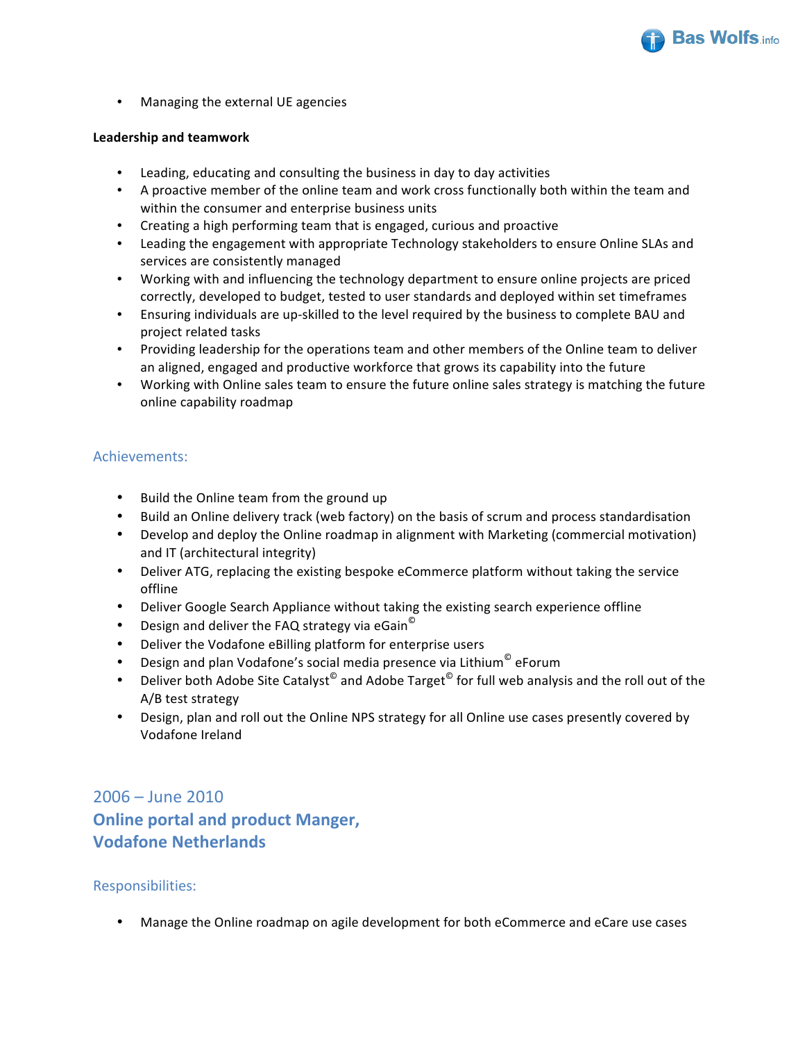- Managing the external UE agencies

**Leadership and teamwork**

- Leading, educating and consulting the business in day to day activities
- A proactive member of the online team and work cross functionally both within the team and within the consumer and enterprise business units
- Creating a high performing team that is engaged, curious and proactive
- Leading the engagement with appropriate Technology stakeholders to ensure Online SLAs and services are consistently managed
- Working with and influencing the technology department to ensure online projects are priced correctly, developed to budget, tested to user standards and deployed within set timeframes
- Ensuring individuals are up-skilled to the level required by the business to complete BAU and project related tasks
- Providing leadership for the operations team and other members of the Online team to deliver an aligned, engaged and productive workforce that grows its capability into the future
- Working with Online sales team to ensure the future online sales strategy is matching the future online capability roadmap

### Achievements:

- Build the Online team from the ground up
- Build an Online delivery track (web factory) on the basis of scrum and process standardisation
- Develop and deploy the Online roadmap in alignment with Marketing (commercial motivation) and IT (architectural integrity)
- Deliver ATG, replacing the existing bespoke eCommerce platform without taking the service offline
- Deliver Google Search Appliance without taking the existing search experience offline
- Design and deliver the FAQ strategy via eGain©
- Deliver the Vodafone eBilling platform for enterprise users
- Design and plan Vodafone's social media presence via Lithium© eForum
- Deliver both Adobe Site Catalyst© and Adobe Target© for full web analysis and the roll out of the A/B test strategy
- Design, plan and roll out the Online NPS strategy for all Online use cases presently covered by Vodafone Ireland

## 2006 – June 2010
## **Online portal and product Manger, Vodafone Netherlands**

### Responsibilities:

- Manage the Online roadmap on agile development for both eCommerce and eCare use cases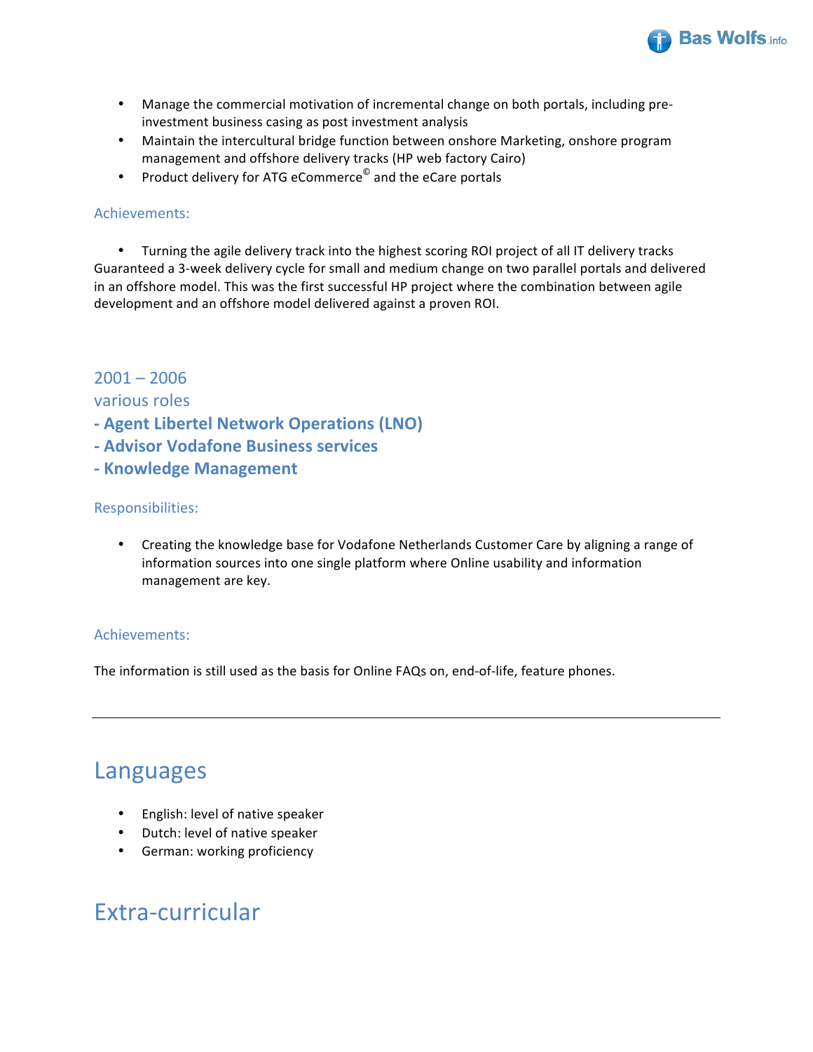- Manage the commercial motivation of incremental change on both portals, including pre-investment business casing as post investment analysis
- Maintain the intercultural bridge function between onshore Marketing, onshore program management and offshore delivery tracks (HP web factory Cairo)
- Product delivery for ATG eCommerce© and the eCare portals

### Achievements:

- Turning the agile delivery track into the highest scoring ROI project of all IT delivery tracks

Guaranteed a 3-week delivery cycle for small and medium change on two parallel portals and delivered in an offshore model. This was the first successful HP project where the combination between agile development and an offshore model delivered against a proven ROI.

### 2001 – 2006
### various roles
### **- Agent Libertel Network Operations (LNO)**
### **- Advisor Vodafone Business services**
### **- Knowledge Management**

### Responsibilities:

- Creating the knowledge base for Vodafone Netherlands Customer Care by aligning a range of information sources into one single platform where Online usability and information management are key.

### Achievements:

The information is still used as the basis for Online FAQs on, end-of-life, feature phones.

---

# Languages

- English: level of native speaker
- Dutch: level of native speaker
- German: working proficiency

# Extra-curricular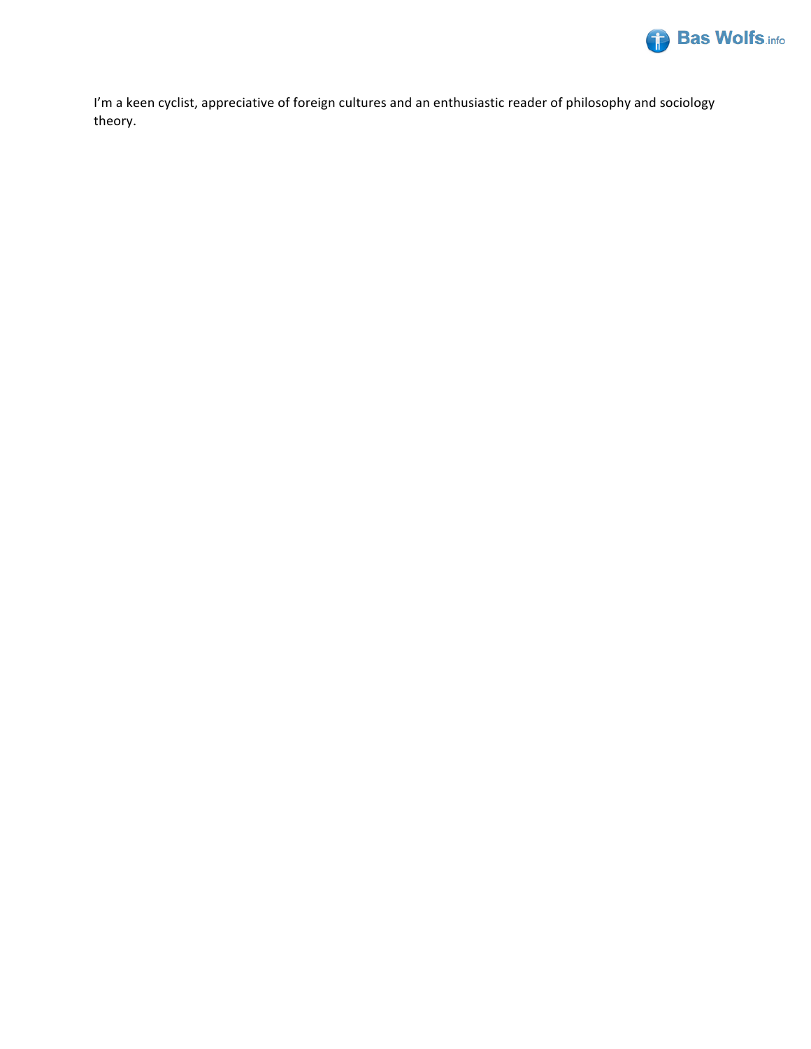I'm a keen cyclist, appreciative of foreign cultures and an enthusiastic reader of philosophy and sociology theory.